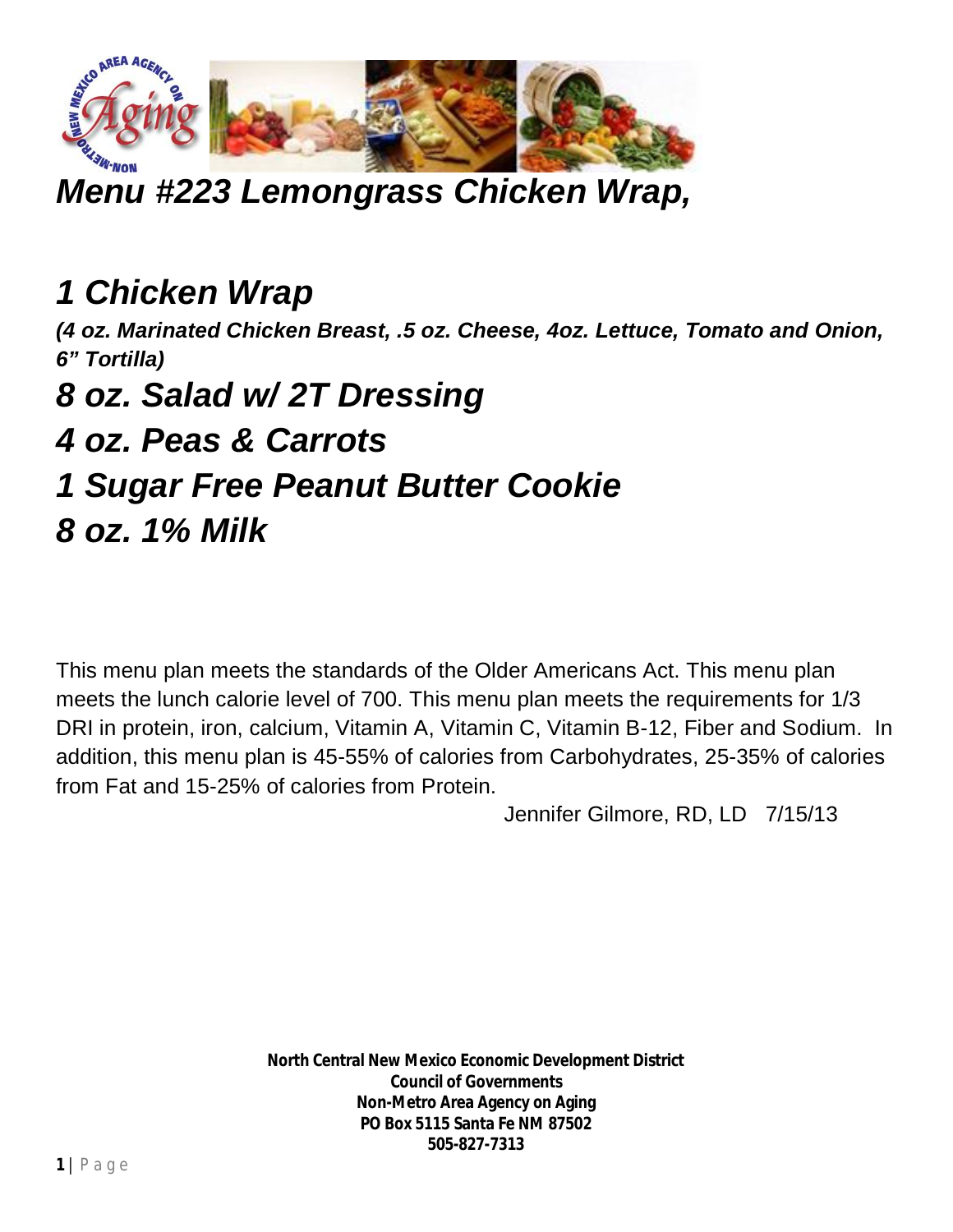# *Menu #223 Lemongrass Chicken Wrap,*

## *1 Chicken Wrap*

***(4 oz. Marinated Chicken Breast, .5 oz. Cheese, 4oz. Lettuce, Tomato and Onion, 6" Tortilla)***

## *8 oz. Salad w/ 2T Dressing*

## *4 oz. Peas & Carrots*

## *1 Sugar Free Peanut Butter Cookie*

## *8 oz. 1% Milk*

This menu plan meets the standards of the Older Americans Act. This menu plan meets the lunch calorie level of 700. This menu plan meets the requirements for 1/3 DRI in protein, iron, calcium, Vitamin A, Vitamin C, Vitamin B-12, Fiber and Sodium. In addition, this menu plan is 45-55% of calories from Carbohydrates, 25-35% of calories from Fat and 15-25% of calories from Protein.

Jennifer Gilmore, RD, LD 7/15/13

**North Central New Mexico Economic Development District**
**Council of Governments**
**Non-Metro Area Agency on Aging**
**PO Box 5115 Santa Fe NM 87502**
**505-827-7313**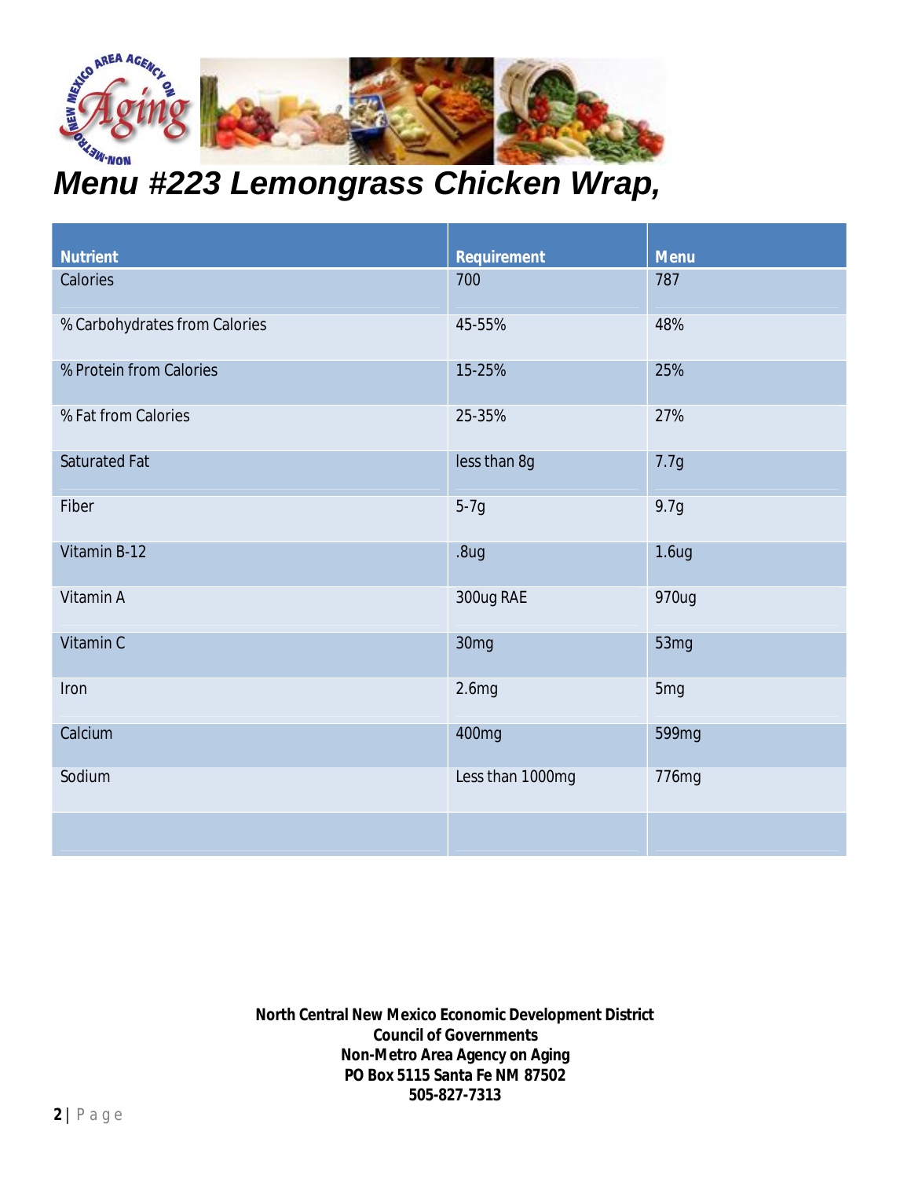# Menu #223 Lemongrass Chicken Wrap,

| Nutrient | Requirement | Menu |
|---|---|---|
| Calories | 700 | 787 |
| % Carbohydrates from Calories | 45-55% | 48% |
| % Protein from Calories | 15-25% | 25% |
| % Fat from Calories | 25-35% | 27% |
| Saturated Fat | less than 8g | 7.7g |
| Fiber | 5-7g | 9.7g |
| Vitamin B-12 | .8ug | 1.6ug |
| Vitamin A | 300ug RAE | 970ug |
| Vitamin C | 30mg | 53mg |
| Iron | 2.6mg | 5mg |
| Calcium | 400mg | 599mg |
| Sodium | Less than 1000mg | 776mg |
| | | |

**North Central New Mexico Economic Development District**
**Council of Governments**
**Non-Metro Area Agency on Aging**
**PO Box 5115 Santa Fe NM 87502**
**505-827-7313**